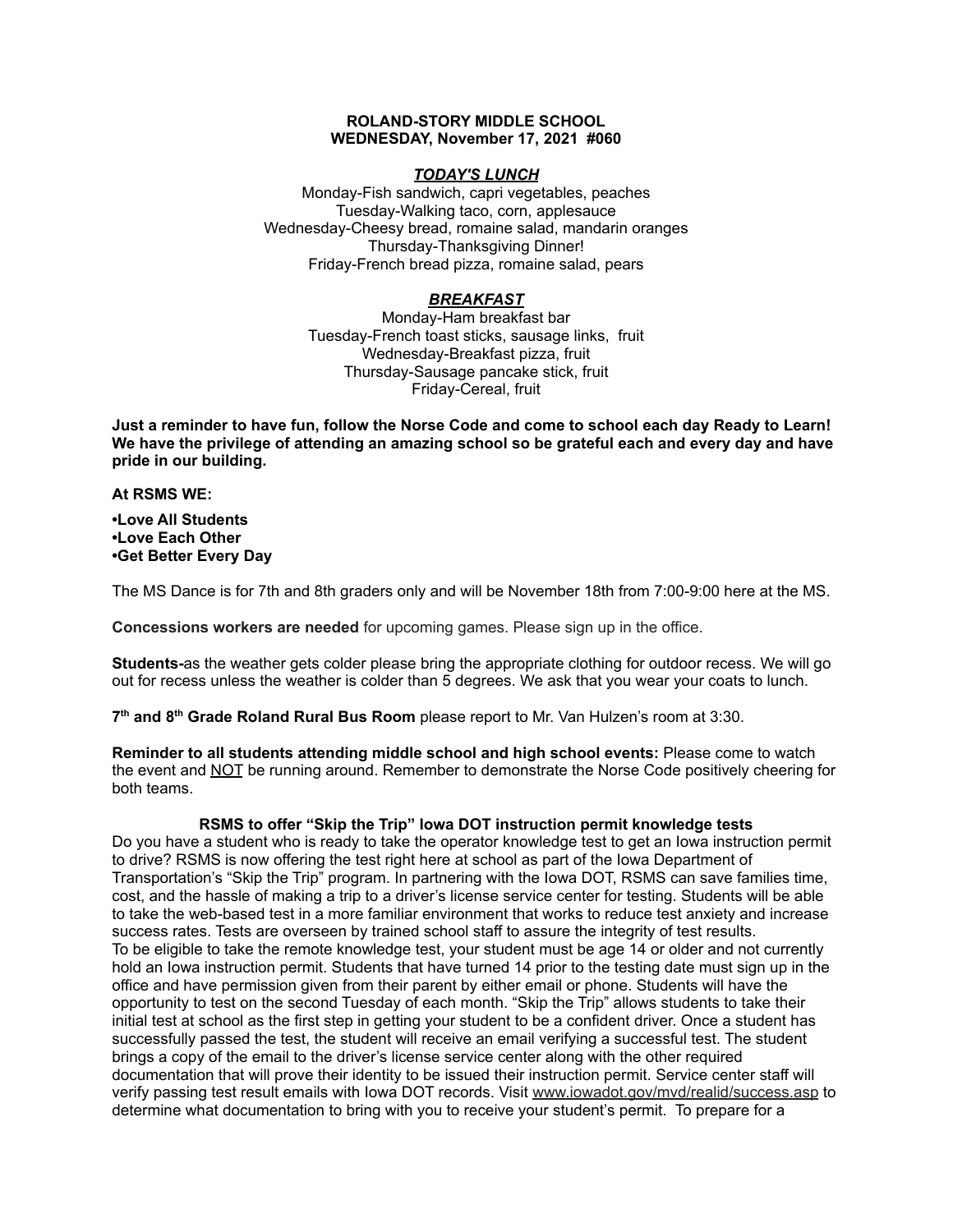**ROLAND-STORY MIDDLE SCHOOL**
**WEDNESDAY, November 17, 2021 #060**

***TODAY'S LUNCH***

Monday-Fish sandwich, capri vegetables, peaches
Tuesday-Walking taco, corn, applesauce
Wednesday-Cheesy bread, romaine salad, mandarin oranges
Thursday-Thanksgiving Dinner!
Friday-French bread pizza, romaine salad, pears

***BREAKFAST***

Monday-Ham breakfast bar
Tuesday-French toast sticks, sausage links, fruit
Wednesday-Breakfast pizza, fruit
Thursday-Sausage pancake stick, fruit
Friday-Cereal, fruit

**Just a reminder to have fun, follow the Norse Code and come to school each day Ready to Learn! We have the privilege of attending an amazing school so be grateful each and every day and have pride in our building.**

**At RSMS WE:**

**•Love All Students**
**•Love Each Other**
**•Get Better Every Day**

The MS Dance is for 7th and 8th graders only and will be November 18th from 7:00-9:00 here at the MS.

**Concessions workers are needed** for upcoming games. Please sign up in the office.

**Students-**as the weather gets colder please bring the appropriate clothing for outdoor recess. We will go out for recess unless the weather is colder than 5 degrees. We ask that you wear your coats to lunch.

**7th and 8th Grade Roland Rural Bus Room** please report to Mr. Van Hulzen's room at 3:30.

**Reminder to all students attending middle school and high school events:** Please come to watch the event and NOT be running around. Remember to demonstrate the Norse Code positively cheering for both teams.

**RSMS to offer "Skip the Trip" Iowa DOT instruction permit knowledge tests**

Do you have a student who is ready to take the operator knowledge test to get an Iowa instruction permit to drive? RSMS is now offering the test right here at school as part of the Iowa Department of Transportation's "Skip the Trip" program. In partnering with the Iowa DOT, RSMS can save families time, cost, and the hassle of making a trip to a driver's license service center for testing. Students will be able to take the web-based test in a more familiar environment that works to reduce test anxiety and increase success rates. Tests are overseen by trained school staff to assure the integrity of test results.
To be eligible to take the remote knowledge test, your student must be age 14 or older and not currently hold an Iowa instruction permit. Students that have turned 14 prior to the testing date must sign up in the office and have permission given from their parent by either email or phone. Students will have the opportunity to test on the second Tuesday of each month. "Skip the Trip" allows students to take their initial test at school as the first step in getting your student to be a confident driver. Once a student has successfully passed the test, the student will receive an email verifying a successful test. The student brings a copy of the email to the driver's license service center along with the other required documentation that will prove their identity to be issued their instruction permit. Service center staff will verify passing test result emails with Iowa DOT records. Visit www.iowadot.gov/mvd/realid/success.asp to determine what documentation to bring with you to receive your student's permit. To prepare for a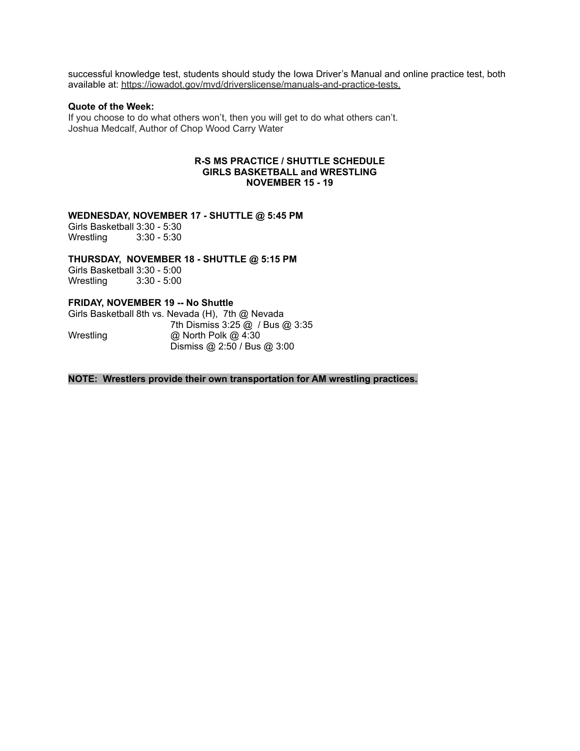successful knowledge test, students should study the Iowa Driver's Manual and online practice test, both available at: https://iowadot.gov/mvd/driverslicense/manuals-and-practice-tests.

**Quote of the Week:**
If you choose to do what others won't, then you will get to do what others can't.
Joshua Medcalf, Author of Chop Wood Carry Water

**R-S MS PRACTICE / SHUTTLE SCHEDULE**
**GIRLS BASKETBALL and WRESTLING**
**NOVEMBER 15 - 19**

**WEDNESDAY, NOVEMBER 17 - SHUTTLE @ 5:45 PM**

Girls Basketball 3:30 - 5:30
Wrestling 3:30 - 5:30

**THURSDAY, NOVEMBER 18 - SHUTTLE @ 5:15 PM**

Girls Basketball 3:30 - 5:00
Wrestling 3:30 - 5:00

**FRIDAY, NOVEMBER 19 -- No Shuttle**

Girls Basketball 8th vs. Nevada (H), 7th @ Nevada
7th Dismiss 3:25 @ / Bus @ 3:35
Wrestling @ North Polk @ 4:30
Dismiss @ 2:50 / Bus @ 3:00

**NOTE: Wrestlers provide their own transportation for AM wrestling practices.**